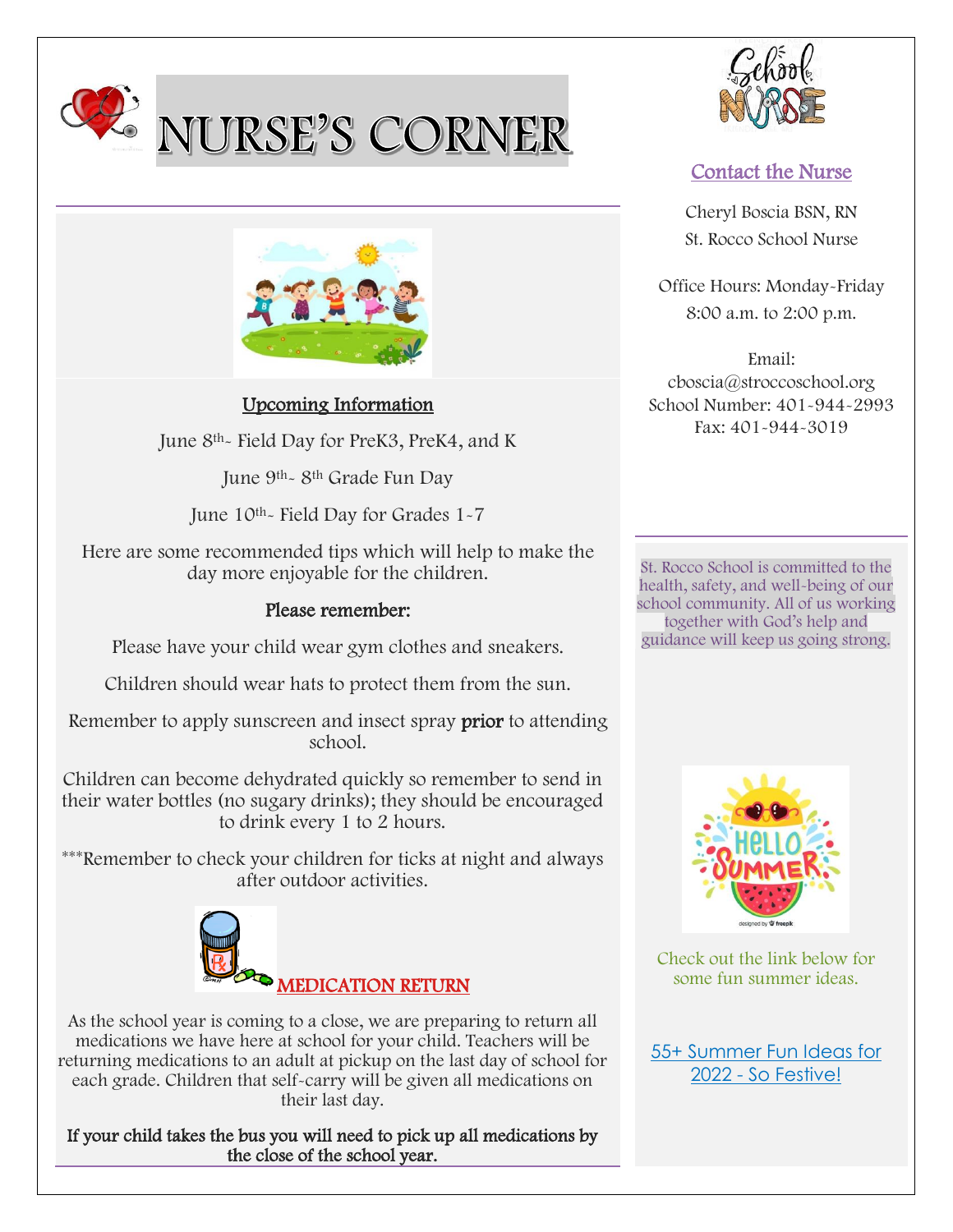# NURSE'S CORNER

## Upcoming Information

June 8th- Field Day for PreK3, PreK4, and K

June 9th- 8th Grade Fun Day

June 10th- Field Day for Grades 1-7

Here are some recommended tips which will help to make the day more enjoyable for the children.

### Please remember:

Please have your child wear gym clothes and sneakers.

Children should wear hats to protect them from the sun.

Remember to apply sunscreen and insect spray **prior** to attending school.

Children can become dehydrated quickly so remember to send in their water bottles (no sugary drinks); they should be encouraged to drink every 1 to 2 hours.

***Remember to check your children for ticks at night and always after outdoor activities.

## MEDICATION RETURN

As the school year is coming to a close, we are preparing to return all medications we have here at school for your child. Teachers will be returning medications to an adult at pickup on the last day of school for each grade. Children that self-carry will be given all medications on their last day.

**If your child takes the bus you will need to pick up all medications by the close of the school year.**

## Contact the Nurse

Cheryl Boscia BSN, RN
St. Rocco School Nurse

Office Hours: Monday-Friday
8:00 a.m. to 2:00 p.m.

Email:
cboscia@stroccoschool.org
School Number: 401-944-2993
Fax: 401-944-3019

St. Rocco School is committed to the health, safety, and well-being of our school community. All of us working together with God's help and guidance will keep us going strong.

Check out the link below for some fun summer ideas.

55+ Summer Fun Ideas for 2022 - So Festive!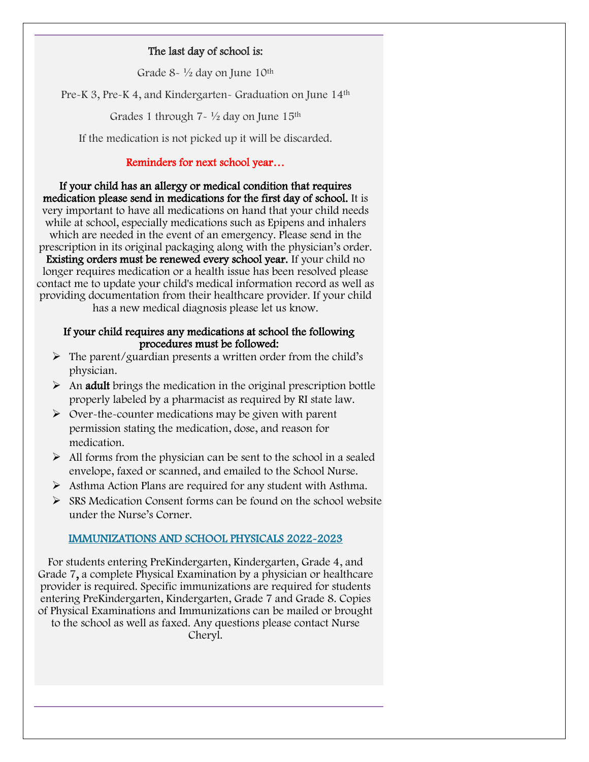**The last day of school is:**

Grade 8- ½ day on June 10th

Pre-K 3, Pre-K 4, and Kindergarten- Graduation on June 14th

Grades 1 through 7- ½ day on June 15th

If the medication is not picked up it will be discarded.

## Reminders for next school year…

**If your child has an allergy or medical condition that requires medication please send in medications for the first day of school.** It is very important to have all medications on hand that your child needs while at school, especially medications such as Epipens and inhalers which are needed in the event of an emergency. Please send in the prescription in its original packaging along with the physician's order. **Existing orders must be renewed every school year.** If your child no longer requires medication or a health issue has been resolved please contact me to update your child's medical information record as well as providing documentation from their healthcare provider. If your child has a new medical diagnosis please let us know.

**If your child requires any medications at school the following procedures must be followed:**

- The parent/guardian presents a written order from the child's physician.
- An **adult** brings the medication in the original prescription bottle properly labeled by a pharmacist as required by RI state law.
- Over-the-counter medications may be given with parent permission stating the medication, dose, and reason for medication.
- All forms from the physician can be sent to the school in a sealed envelope, faxed or scanned, and emailed to the School Nurse.
- Asthma Action Plans are required for any student with Asthma.
- SRS Medication Consent forms can be found on the school website under the Nurse's Corner.

## IMMUNIZATIONS AND SCHOOL PHYSICALS 2022-2023

For students entering PreKindergarten, Kindergarten, Grade 4, and Grade 7, a complete Physical Examination by a physician or healthcare provider is required. Specific immunizations are required for students entering PreKindergarten, Kindergarten, Grade 7 and Grade 8. Copies of Physical Examinations and Immunizations can be mailed or brought to the school as well as faxed. Any questions please contact Nurse Cheryl.